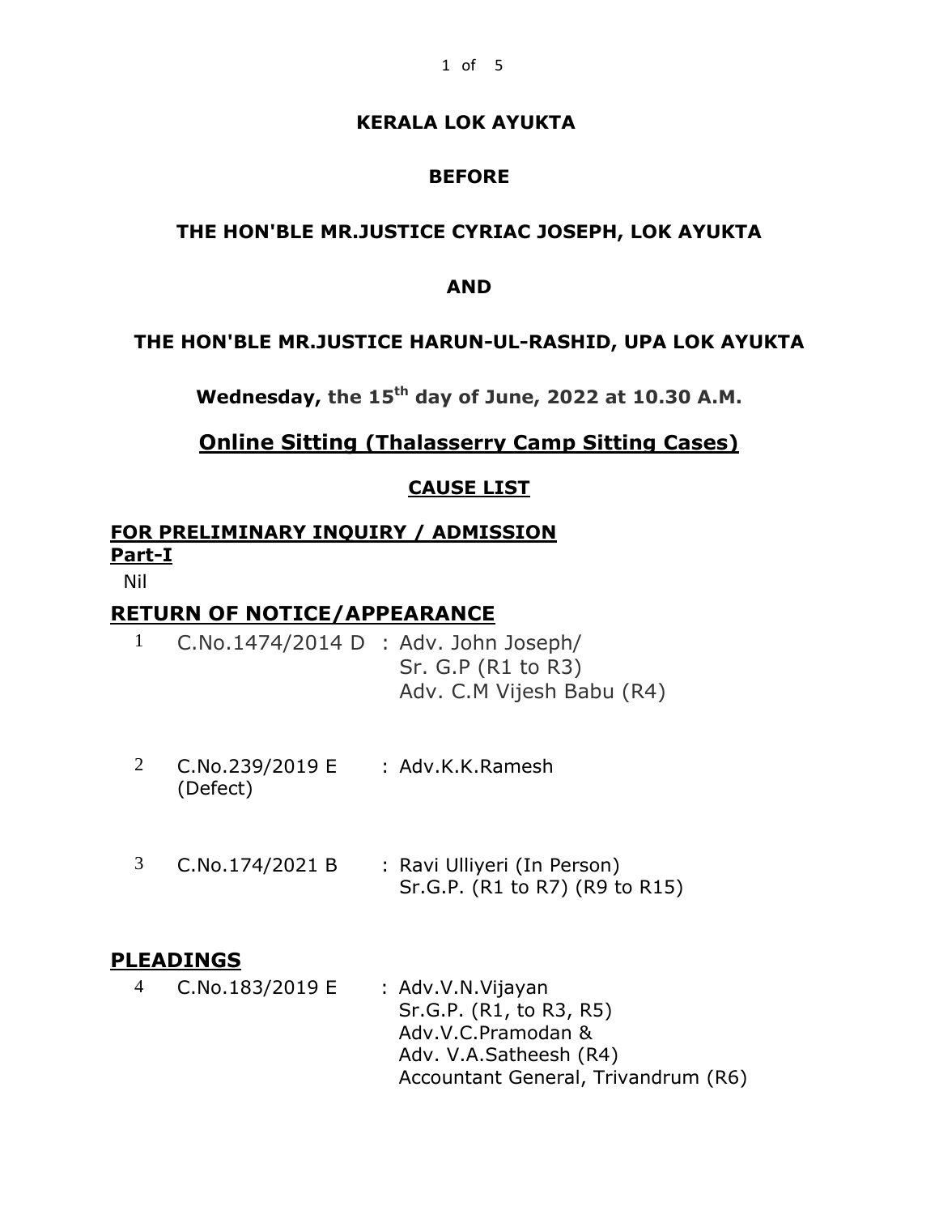**KERALA LOK AYUKTA**

**BEFORE**

**THE HON'BLE MR.JUSTICE CYRIAC JOSEPH, LOK AYUKTA**

**AND**

**THE HON'BLE MR.JUSTICE HARUN-UL-RASHID, UPA LOK AYUKTA**

**Wednesday, the 15th day of June, 2022 at 10.30 A.M.**

## Online Sitting (Thalasserry Camp Sitting Cases)

### CAUSE LIST

**FOR PRELIMINARY INQUIRY / ADMISSION**

**Part-I**

Nil

## RETURN OF NOTICE/APPEARANCE

| | | |
|---|---|---|
| 1 | C.No.1474/2014 D | : Adv. John Joseph/<br>Sr. G.P (R1 to R3)<br>Adv. C.M Vijesh Babu (R4) |
| 2 | C.No.239/2019 E (Defect) | : Adv.K.K.Ramesh |
| 3 | C.No.174/2021 B | : Ravi Ulliyeri (In Person)<br>Sr.G.P. (R1 to R7) (R9 to R15) |

## PLEADINGS

| | | |
|---|---|---|
| 4 | C.No.183/2019 E | : Adv.V.N.Vijayan<br>Sr.G.P. (R1, to R3, R5)<br>Adv.V.C.Pramodan &<br>Adv. V.A.Satheesh (R4)<br>Accountant General, Trivandrum (R6) |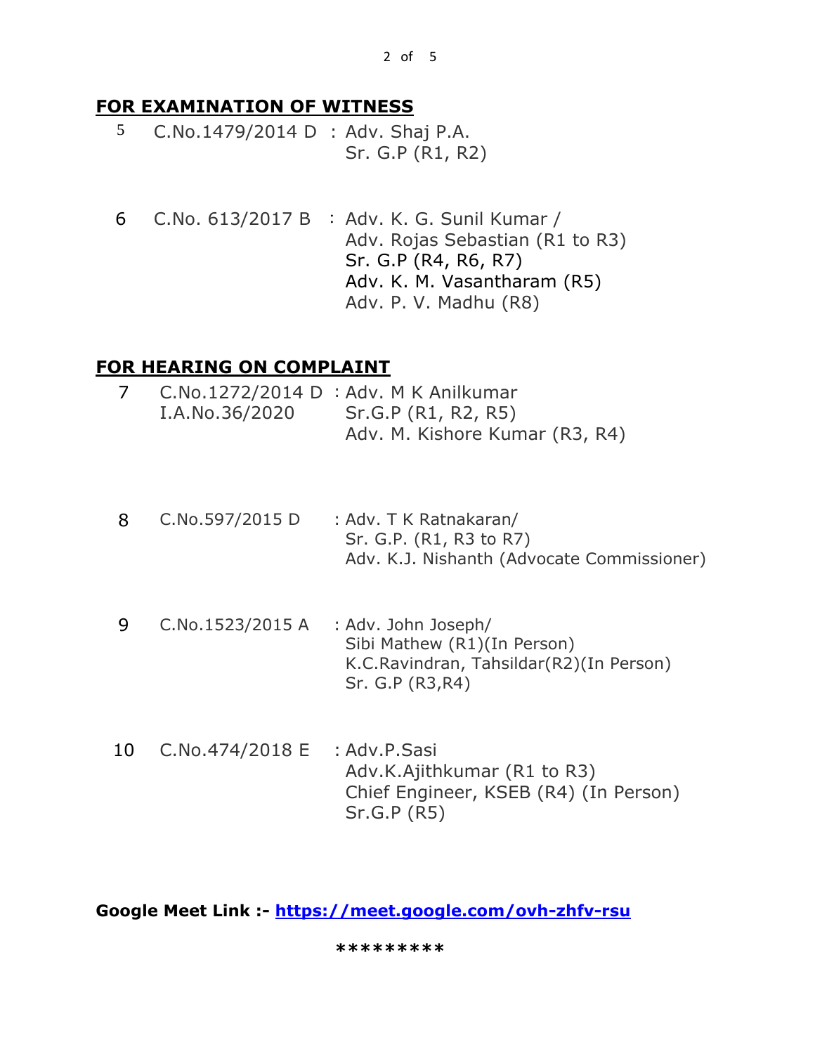## FOR EXAMINATION OF WITNESS

| | | |
|---|---|---|
| 5 | C.No.1479/2014 D | : Adv. Shaj P.A.<br>Sr. G.P (R1, R2) |
| 6 | C.No. 613/2017 B | : Adv. K. G. Sunil Kumar /<br>Adv. Rojas Sebastian (R1 to R3)<br>Sr. G.P (R4, R6, R7)<br>Adv. K. M. Vasantharam (R5)<br>Adv. P. V. Madhu (R8) |

## FOR HEARING ON COMPLAINT

| | | |
|---|---|---|
| 7 | C.No.1272/2014 D<br>I.A.No.36/2020 | : Adv. M K Anilkumar<br>Sr.G.P (R1, R2, R5)<br>Adv. M. Kishore Kumar (R3, R4) |
| 8 | C.No.597/2015 D | : Adv. T K Ratnakaran/<br>Sr. G.P. (R1, R3 to R7)<br>Adv. K.J. Nishanth (Advocate Commissioner) |
| 9 | C.No.1523/2015 A | : Adv. John Joseph/<br>Sibi Mathew (R1)(In Person)<br>K.C.Ravindran, Tahsildar(R2)(In Person)<br>Sr. G.P (R3,R4) |
| 10 | C.No.474/2018 E | : Adv.P.Sasi<br>Adv.K.Ajithkumar (R1 to R3)<br>Chief Engineer, KSEB (R4) (In Person)<br>Sr.G.P (R5) |

**Google Meet Link :- https://meet.google.com/ovh-zhfv-rsu**

*********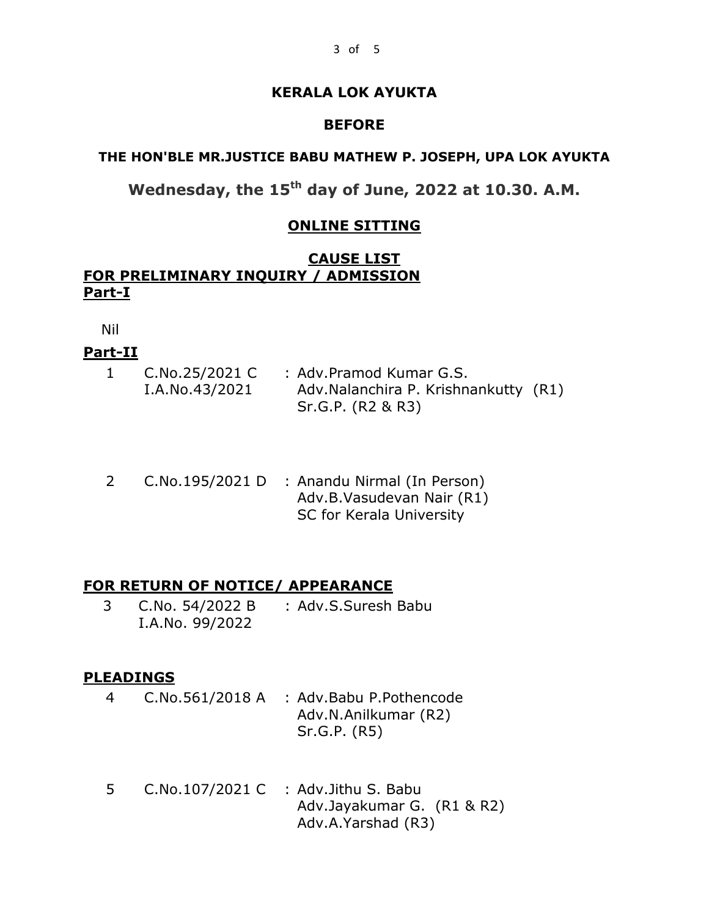**KERALA LOK AYUKTA**

**BEFORE**

**THE HON'BLE MR.JUSTICE BABU MATHEW P. JOSEPH, UPA LOK AYUKTA**

**Wednesday, the 15th day of June, 2022 at 10.30. A.M.**

**ONLINE SITTING**

**CAUSE LIST**

**FOR PRELIMINARY INQUIRY / ADMISSION**

**Part-I**

Nil

**Part-II**

| No. | Case | Counsel |
|---|---|---|
| 1 | C.No.25/2021 C<br>I.A.No.43/2021 | : Adv.Pramod Kumar G.S.<br>Adv.Nalanchira P. Krishnankutty (R1)<br>Sr.G.P. (R2 & R3) |
| 2 | C.No.195/2021 D | : Anandu Nirmal (In Person)<br>Adv.B.Vasudevan Nair (R1)<br>SC for Kerala University |

**FOR RETURN OF NOTICE/ APPEARANCE**

| No. | Case | Counsel |
|---|---|---|
| 3 | C.No. 54/2022 B<br>I.A.No. 99/2022 | : Adv.S.Suresh Babu |

**PLEADINGS**

| No. | Case | Counsel |
|---|---|---|
| 4 | C.No.561/2018 A | : Adv.Babu P.Pothencode<br>Adv.N.Anilkumar (R2)<br>Sr.G.P. (R5) |
| 5 | C.No.107/2021 C | : Adv.Jithu S. Babu<br>Adv.Jayakumar G. (R1 & R2)<br>Adv.A.Yarshad (R3) |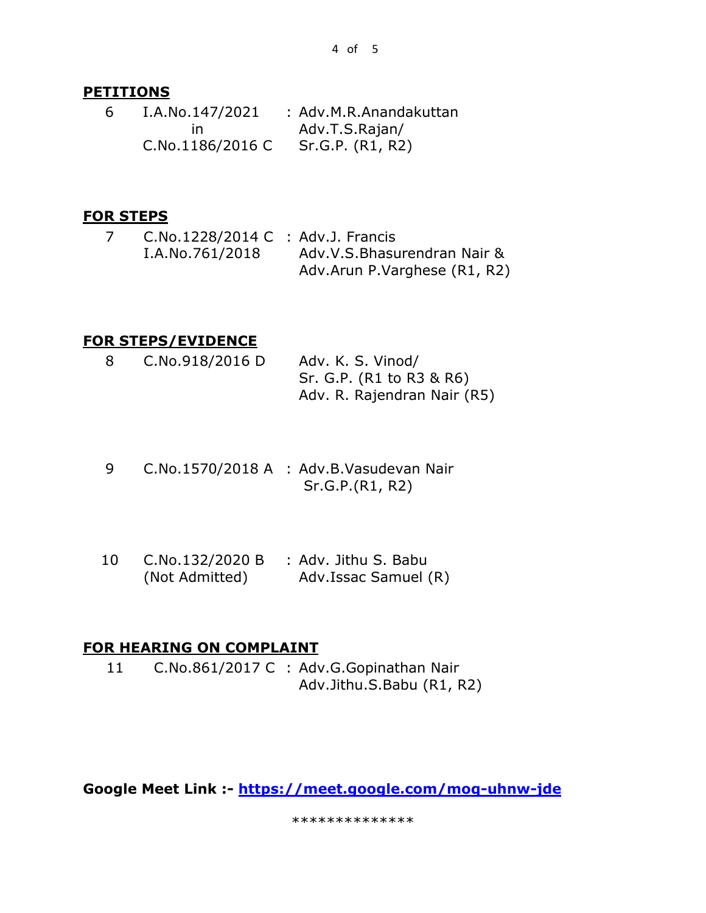**PETITIONS**

| | | |
|---|---|---|
| 6 | I.A.No.147/2021 in C.No.1186/2016 C | : Adv.M.R.Anandakuttan<br>Adv.T.S.Rajan/<br>Sr.G.P. (R1, R2) |

**FOR STEPS**

| | | |
|---|---|---|
| 7 | C.No.1228/2014 C<br>I.A.No.761/2018 | : Adv.J. Francis<br>Adv.V.S.Bhasurendran Nair &<br>Adv.Arun P.Varghese (R1, R2) |

**FOR STEPS/EVIDENCE**

| | | |
|---|---|---|
| 8 | C.No.918/2016 D | Adv. K. S. Vinod/<br>Sr. G.P. (R1 to R3 & R6)<br>Adv. R. Rajendran Nair (R5) |
| 9 | C.No.1570/2018 A | : Adv.B.Vasudevan Nair<br>Sr.G.P.(R1, R2) |
| 10 | C.No.132/2020 B<br>(Not Admitted) | : Adv. Jithu S. Babu<br>Adv.Issac Samuel (R) |

**FOR HEARING ON COMPLAINT**

| | | |
|---|---|---|
| 11 | C.No.861/2017 C | : Adv.G.Gopinathan Nair<br>Adv.Jithu.S.Babu (R1, R2) |

**Google Meet Link :- https://meet.google.com/moq-uhnw-jde**

**************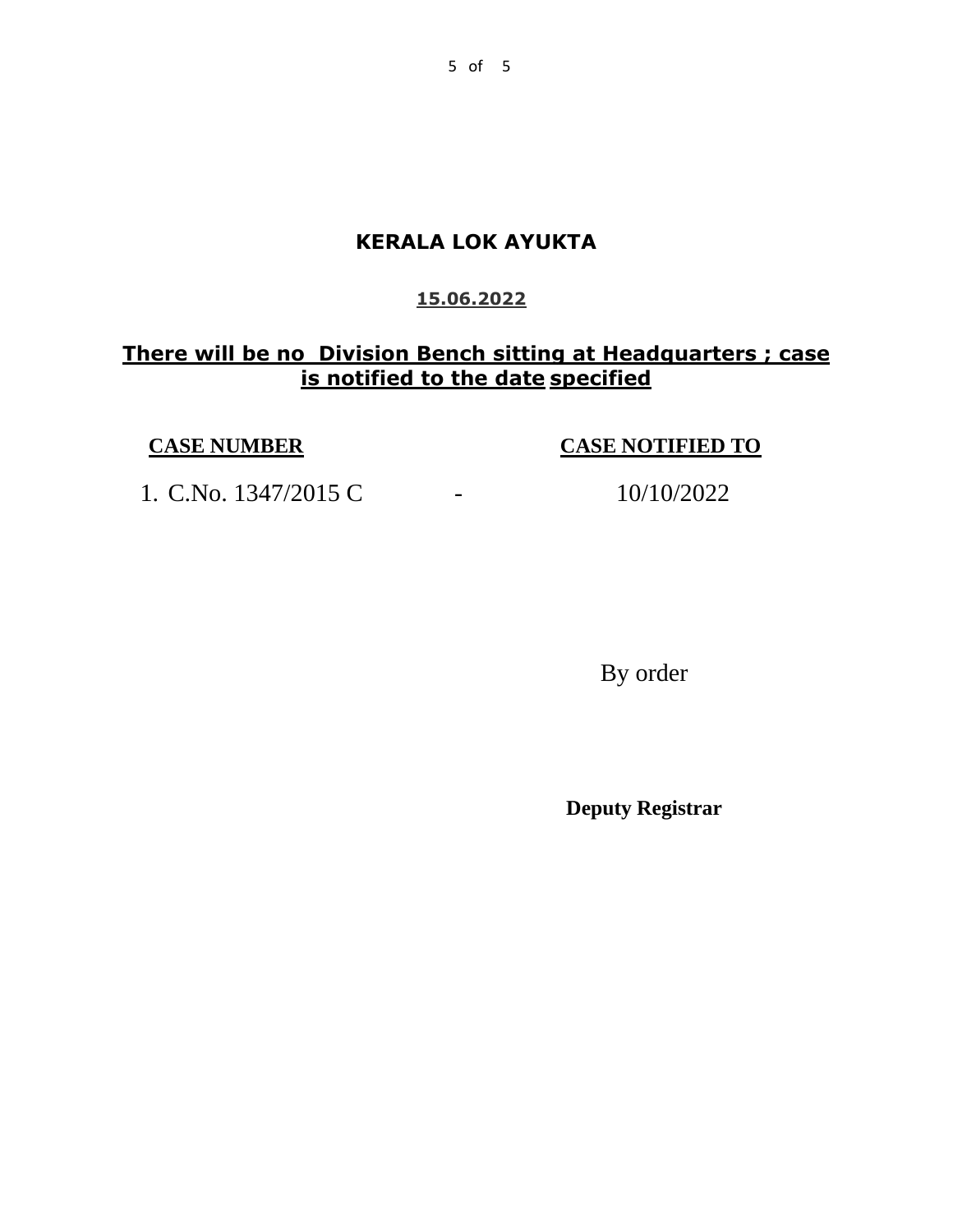# KERALA LOK AYUKTA

**15.06.2022**

**There will be no Division Bench sitting at Headquarters ; case is notified to the date specified**

| CASE NUMBER | | CASE NOTIFIED TO |
|---|---|---|
| 1. C.No. 1347/2015 C | - | 10/10/2022 |

By order

**Deputy Registrar**